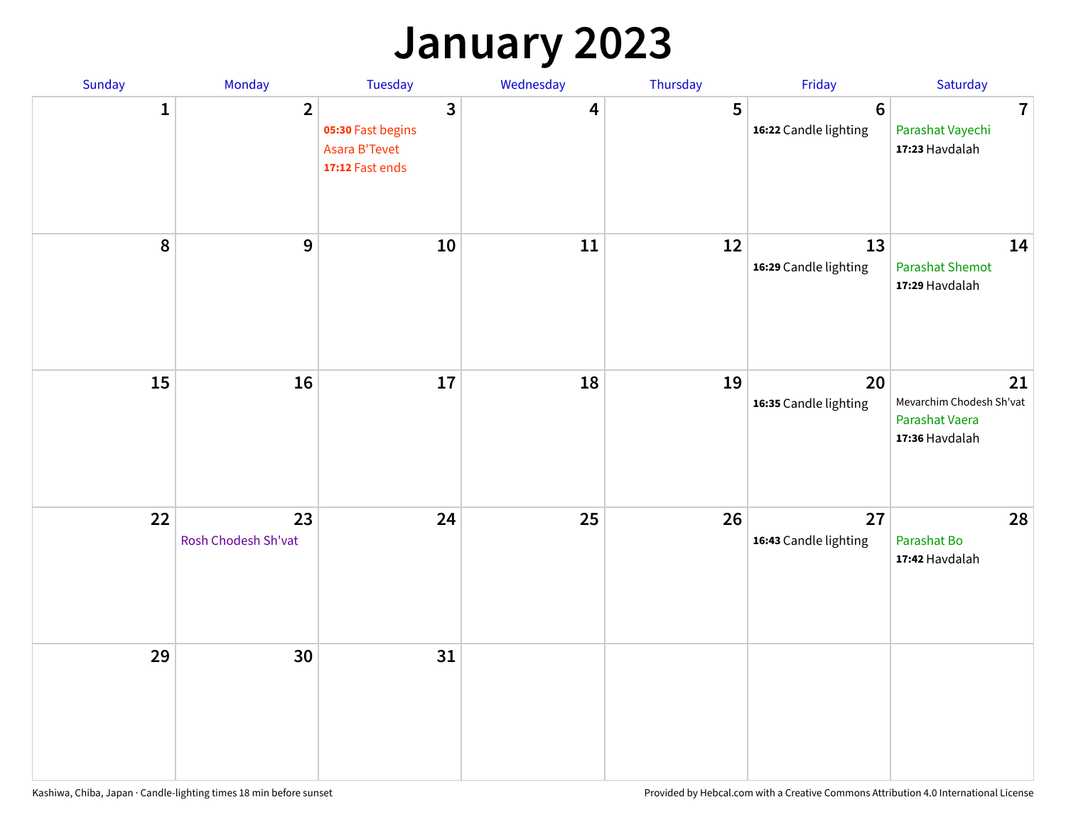# January 2023

| Sunday | Monday | Tuesday | Wednesday | Thursday | Friday | Saturday |
|---|---|---|---|---|---|---|
| 1 | 2 | 3<br>**05:30** Fast begins<br>Asara B'Tevet<br>**17:12** Fast ends | 4 | 5 | 6<br>**16:22** Candle lighting | 7<br>Parashat Vayechi<br>**17:23** Havdalah |
| 8 | 9 | 10 | 11 | 12 | 13<br>**16:29** Candle lighting | 14<br>Parashat Shemot<br>**17:29** Havdalah |
| 15 | 16 | 17 | 18 | 19 | 20<br>**16:35** Candle lighting | 21<br>Mevarchim Chodesh Sh'vat<br>Parashat Vaera<br>**17:36** Havdalah |
| 22 | 23<br>Rosh Chodesh Sh'vat | 24 | 25 | 26 | 27<br>**16:43** Candle lighting | 28<br>Parashat Bo<br>**17:42** Havdalah |
| 29 | 30 | 31 | | | | |

Kashiwa, Chiba, Japan · Candle-lighting times 18 min before sunset

Provided by Hebcal.com with a Creative Commons Attribution 4.0 International License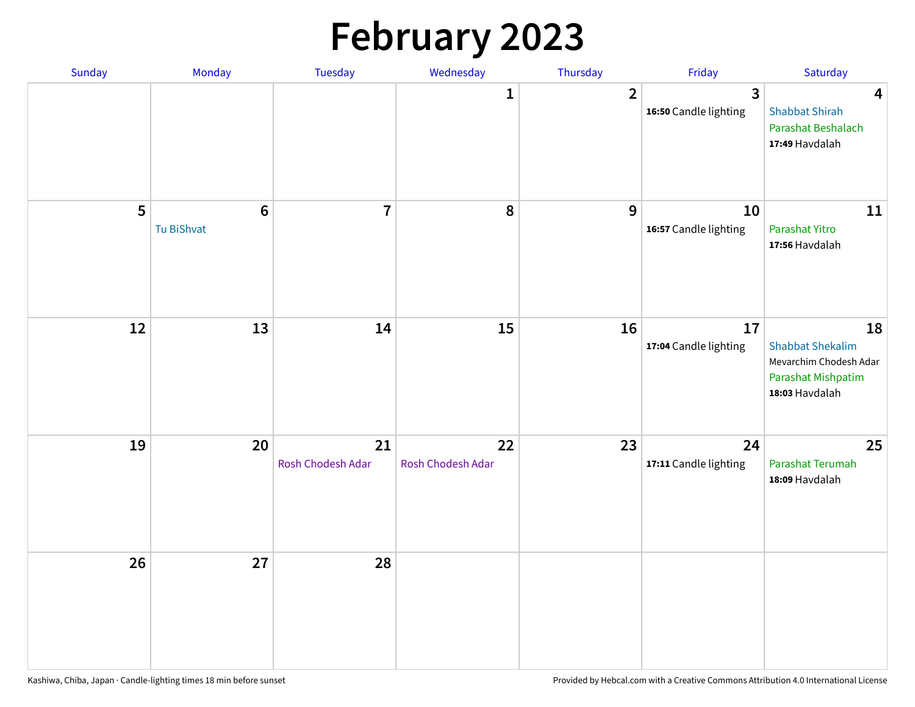# February 2023

| Sunday | Monday | Tuesday | Wednesday | Thursday | Friday | Saturday |
|---|---|---|---|---|---|---|
| | | | 1 | 2 | 3<br>**16:50** Candle lighting | 4<br>Shabbat Shirah<br>Parashat Beshalach<br>**17:49** Havdalah |
| 5 | 6<br>Tu BiShvat | 7 | 8 | 9 | 10<br>**16:57** Candle lighting | 11<br>Parashat Yitro<br>**17:56** Havdalah |
| 12 | 13 | 14 | 15 | 16 | 17<br>**17:04** Candle lighting | 18<br>Shabbat Shekalim<br>Mevarchim Chodesh Adar<br>Parashat Mishpatim<br>**18:03** Havdalah |
| 19 | 20 | 21<br>Rosh Chodesh Adar | 22<br>Rosh Chodesh Adar | 23 | 24<br>**17:11** Candle lighting | 25<br>Parashat Terumah<br>**18:09** Havdalah |
| 26 | 27 | 28 | | | | |

Kashiwa, Chiba, Japan · Candle-lighting times 18 min before sunset

Provided by Hebcal.com with a Creative Commons Attribution 4.0 International License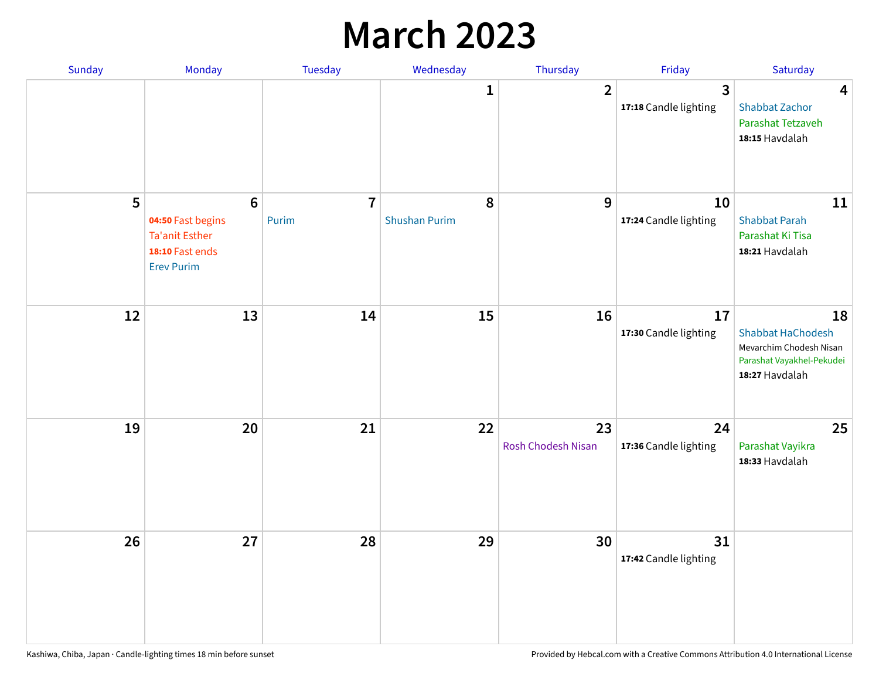# March 2023

| Sunday | Monday | Tuesday | Wednesday | Thursday | Friday | Saturday |
|---|---|---|---|---|---|---|
| | | | 1 | 2 | 3<br>**17:18** Candle lighting | 4<br>Shabbat Zachor<br>Parashat Tetzaveh<br>**18:15** Havdalah |
| 5 | 6<br>**04:50** Fast begins<br>Ta'anit Esther<br>**18:10** Fast ends<br>Erev Purim | 7<br>Purim | 8<br>Shushan Purim | 9 | 10<br>**17:24** Candle lighting | 11<br>Shabbat Parah<br>Parashat Ki Tisa<br>**18:21** Havdalah |
| 12 | 13 | 14 | 15 | 16 | 17<br>**17:30** Candle lighting | 18<br>Shabbat HaChodesh<br>Mevarchim Chodesh Nisan<br>Parashat Vayakhel-Pekudei<br>**18:27** Havdalah |
| 19 | 20 | 21 | 22 | 23<br>Rosh Chodesh Nisan | 24<br>**17:36** Candle lighting | 25<br>Parashat Vayikra<br>**18:33** Havdalah |
| 26 | 27 | 28 | 29 | 30 | 31<br>**17:42** Candle lighting | |

Kashiwa, Chiba, Japan · Candle-lighting times 18 min before sunset

Provided by Hebcal.com with a Creative Commons Attribution 4.0 International License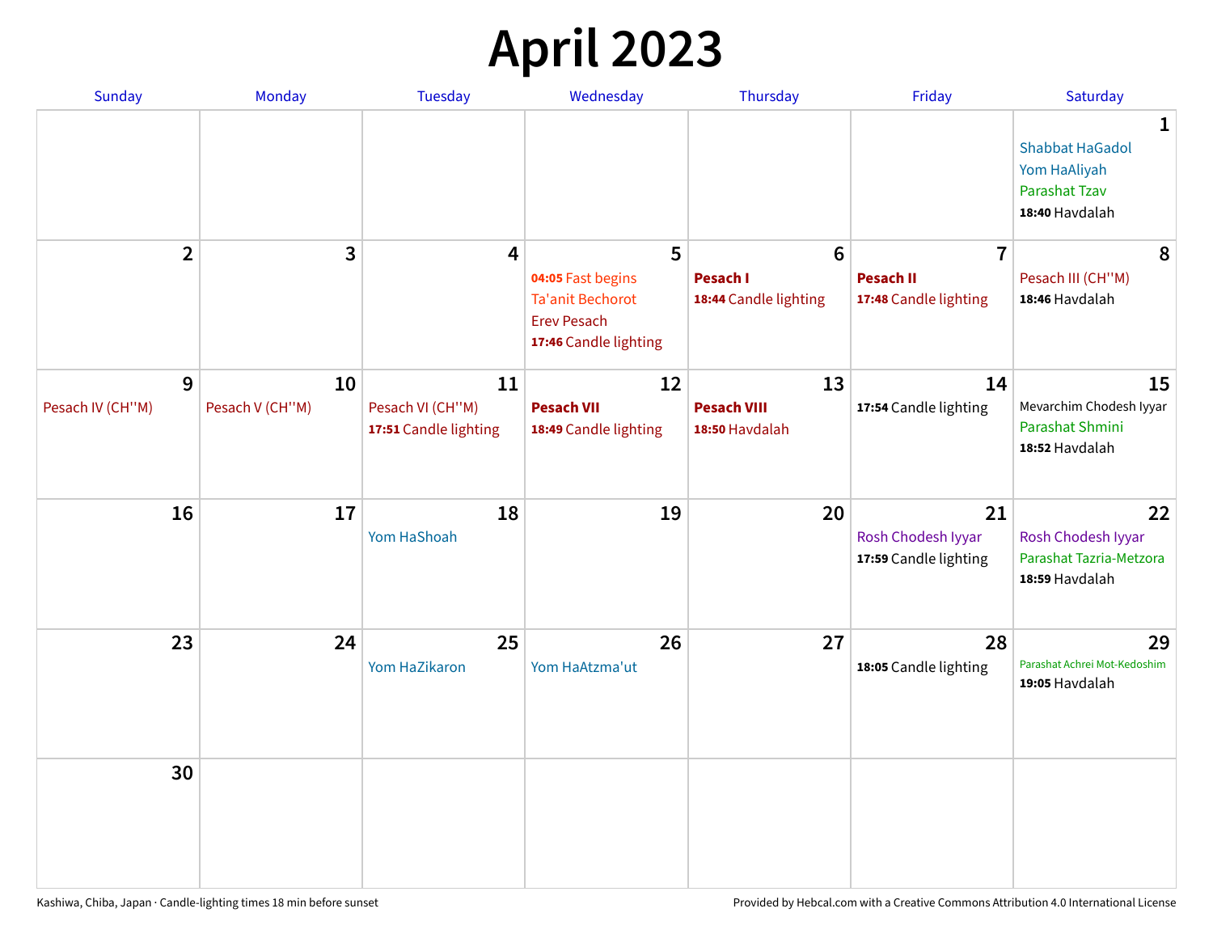# April 2023

| Sunday | Monday | Tuesday | Wednesday | Thursday | Friday | Saturday |
|---|---|---|---|---|---|---|
| | | | | | | **1**<br>Shabbat HaGadol<br>Yom HaAliyah<br>Parashat Tzav<br>**18:40** Havdalah |
| **2** | **3** | **4** | **5**<br>**04:05** Fast begins<br>Ta'anit Bechorot<br>Erev Pesach<br>**17:46** Candle lighting | **6**<br>**Pesach I**<br>**18:44** Candle lighting | **7**<br>**Pesach II**<br>**17:48** Candle lighting | **8**<br>Pesach III (CH''M)<br>**18:46** Havdalah |
| **9**<br>Pesach IV (CH''M) | **10**<br>Pesach V (CH''M) | **11**<br>Pesach VI (CH''M)<br>**17:51** Candle lighting | **12**<br>**Pesach VII**<br>**18:49** Candle lighting | **13**<br>**Pesach VIII**<br>**18:50** Havdalah | **14**<br>**17:54** Candle lighting | **15**<br>Mevarchim Chodesh Iyyar<br>Parashat Shmini<br>**18:52** Havdalah |
| **16** | **17** | **18**<br>Yom HaShoah | **19** | **20** | **21**<br>Rosh Chodesh Iyyar<br>**17:59** Candle lighting | **22**<br>Rosh Chodesh Iyyar<br>Parashat Tazria-Metzora<br>**18:59** Havdalah |
| **23** | **24** | **25**<br>Yom HaZikaron | **26**<br>Yom HaAtzma'ut | **27** | **28**<br>**18:05** Candle lighting | **29**<br>Parashat Achrei Mot-Kedoshim<br>**19:05** Havdalah |
| **30** | | | | | | |

Kashiwa, Chiba, Japan · Candle-lighting times 18 min before sunset

Provided by Hebcal.com with a Creative Commons Attribution 4.0 International License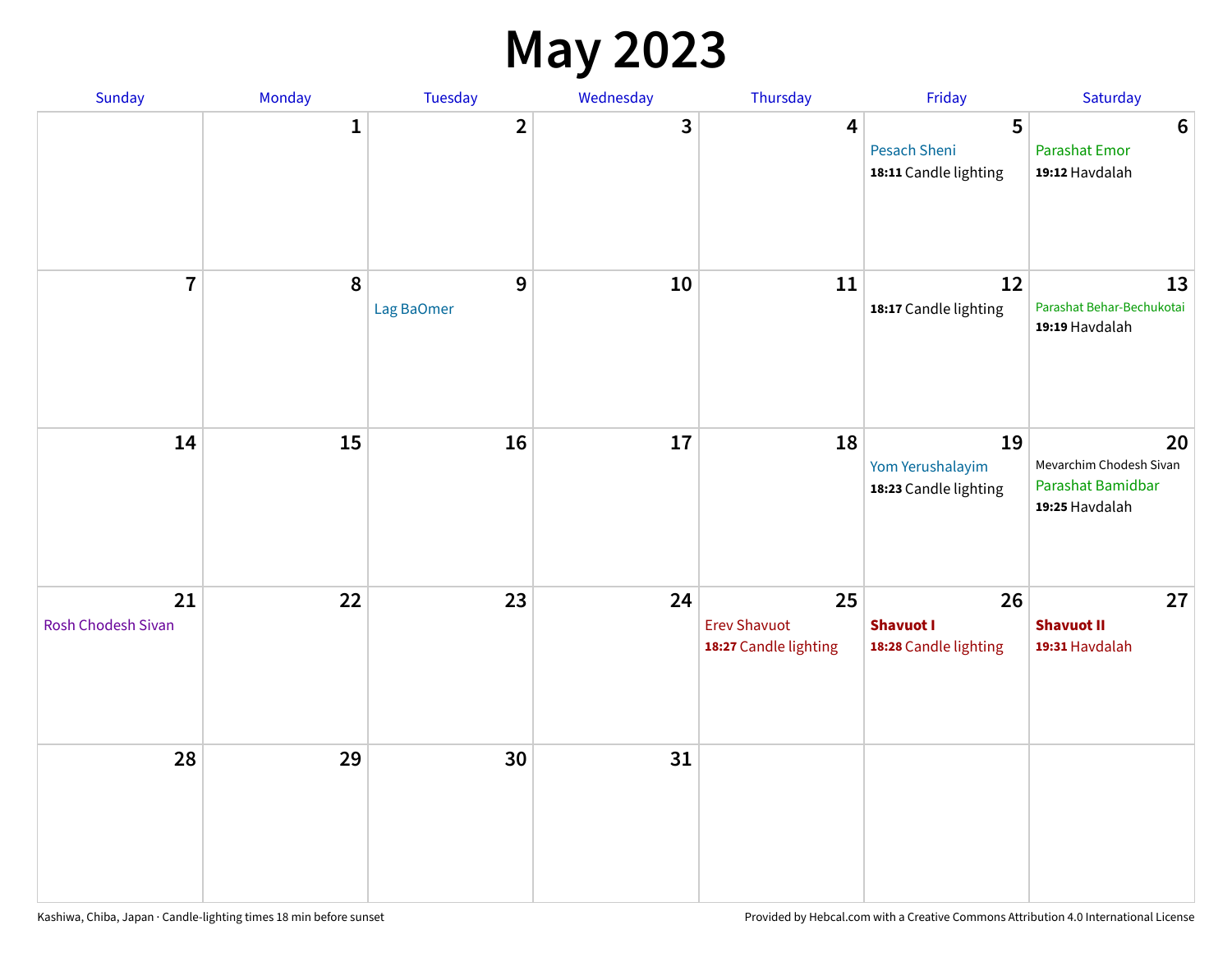# May 2023

| Sunday | Monday | Tuesday | Wednesday | Thursday | Friday | Saturday |
|---|---|---|---|---|---|---|
| | 1 | 2 | 3 | 4 | 5<br>Pesach Sheni<br>**18:11** Candle lighting | 6<br>Parashat Emor<br>**19:12** Havdalah |
| 7 | 8 | 9<br>Lag BaOmer | 10 | 11 | 12<br>**18:17** Candle lighting | 13<br>Parashat Behar-Bechukotai<br>**19:19** Havdalah |
| 14 | 15 | 16 | 17 | 18 | 19<br>Yom Yerushalayim<br>**18:23** Candle lighting | 20<br>Mevarchim Chodesh Sivan<br>Parashat Bamidbar<br>**19:25** Havdalah |
| 21<br>Rosh Chodesh Sivan | 22 | 23 | 24 | 25<br>Erev Shavuot<br>**18:27** Candle lighting | 26<br>**Shavuot I**<br>**18:28** Candle lighting | 27<br>**Shavuot II**<br>**19:31** Havdalah |
| 28 | 29 | 30 | 31 | | | |

Kashiwa, Chiba, Japan · Candle-lighting times 18 min before sunset

Provided by Hebcal.com with a Creative Commons Attribution 4.0 International License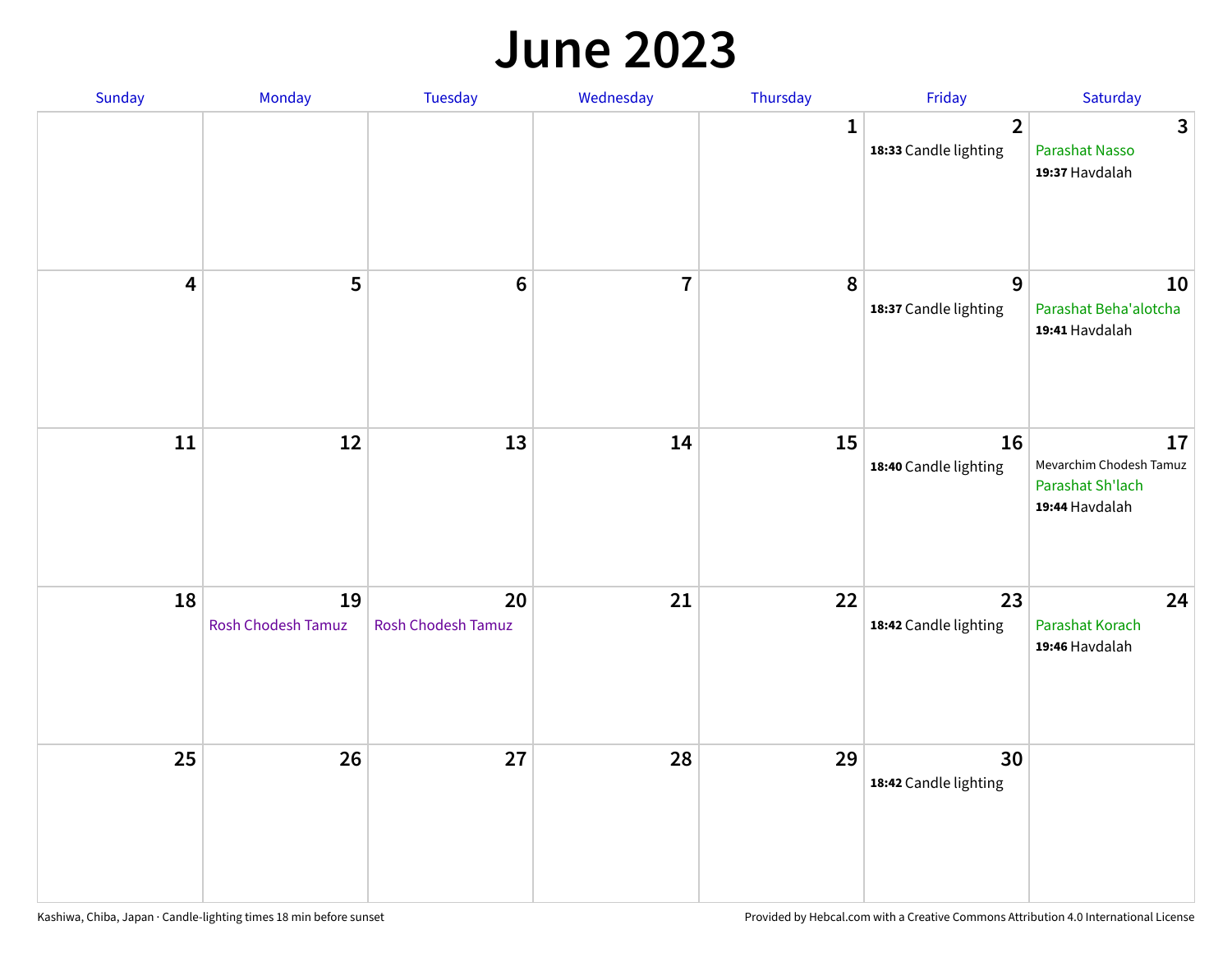# June 2023

| Sunday | Monday | Tuesday | Wednesday | Thursday | Friday | Saturday |
|---|---|---|---|---|---|---|
| | | | | 1 | 2<br>**18:33** Candle lighting | 3<br>Parashat Nasso<br>**19:37** Havdalah |
| 4 | 5 | 6 | 7 | 8 | 9<br>**18:37** Candle lighting | 10<br>Parashat Beha'alotcha<br>**19:41** Havdalah |
| 11 | 12 | 13 | 14 | 15 | 16<br>**18:40** Candle lighting | 17<br>Mevarchim Chodesh Tamuz<br>Parashat Sh'lach<br>**19:44** Havdalah |
| 18 | 19<br>Rosh Chodesh Tamuz | 20<br>Rosh Chodesh Tamuz | 21 | 22 | 23<br>**18:42** Candle lighting | 24<br>Parashat Korach<br>**19:46** Havdalah |
| 25 | 26 | 27 | 28 | 29 | 30<br>**18:42** Candle lighting | |

Kashiwa, Chiba, Japan · Candle-lighting times 18 min before sunset

Provided by Hebcal.com with a Creative Commons Attribution 4.0 International License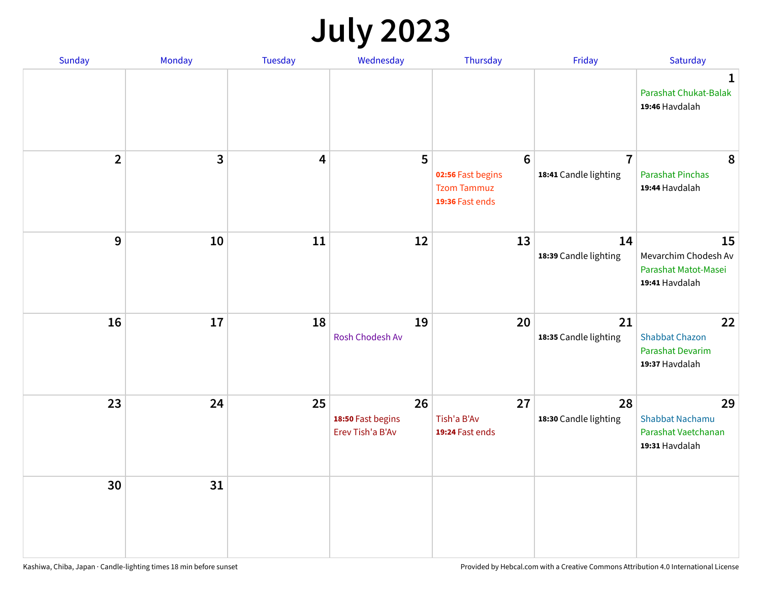# July 2023

| Sunday | Monday | Tuesday | Wednesday | Thursday | Friday | Saturday |
|---|---|---|---|---|---|---|
| | | | | | | 1<br>Parashat Chukat-Balak<br>**19:46** Havdalah |
| 2 | 3 | 4 | 5 | 6<br>**02:56** Fast begins<br>Tzom Tammuz<br>**19:36** Fast ends | 7<br>**18:41** Candle lighting | 8<br>Parashat Pinchas<br>**19:44** Havdalah |
| 9 | 10 | 11 | 12 | 13 | 14<br>**18:39** Candle lighting | 15<br>Mevarchim Chodesh Av<br>Parashat Matot-Masei<br>**19:41** Havdalah |
| 16 | 17 | 18 | 19<br>Rosh Chodesh Av | 20 | 21<br>**18:35** Candle lighting | 22<br>Shabbat Chazon<br>Parashat Devarim<br>**19:37** Havdalah |
| 23 | 24 | 25 | 26<br>**18:50** Fast begins<br>Erev Tish'a B'Av | 27<br>Tish'a B'Av<br>**19:24** Fast ends | 28<br>**18:30** Candle lighting | 29<br>Shabbat Nachamu<br>Parashat Vaetchanan<br>**19:31** Havdalah |
| 30 | 31 | | | | | |

Kashiwa, Chiba, Japan · Candle-lighting times 18 min before sunset

Provided by Hebcal.com with a Creative Commons Attribution 4.0 International License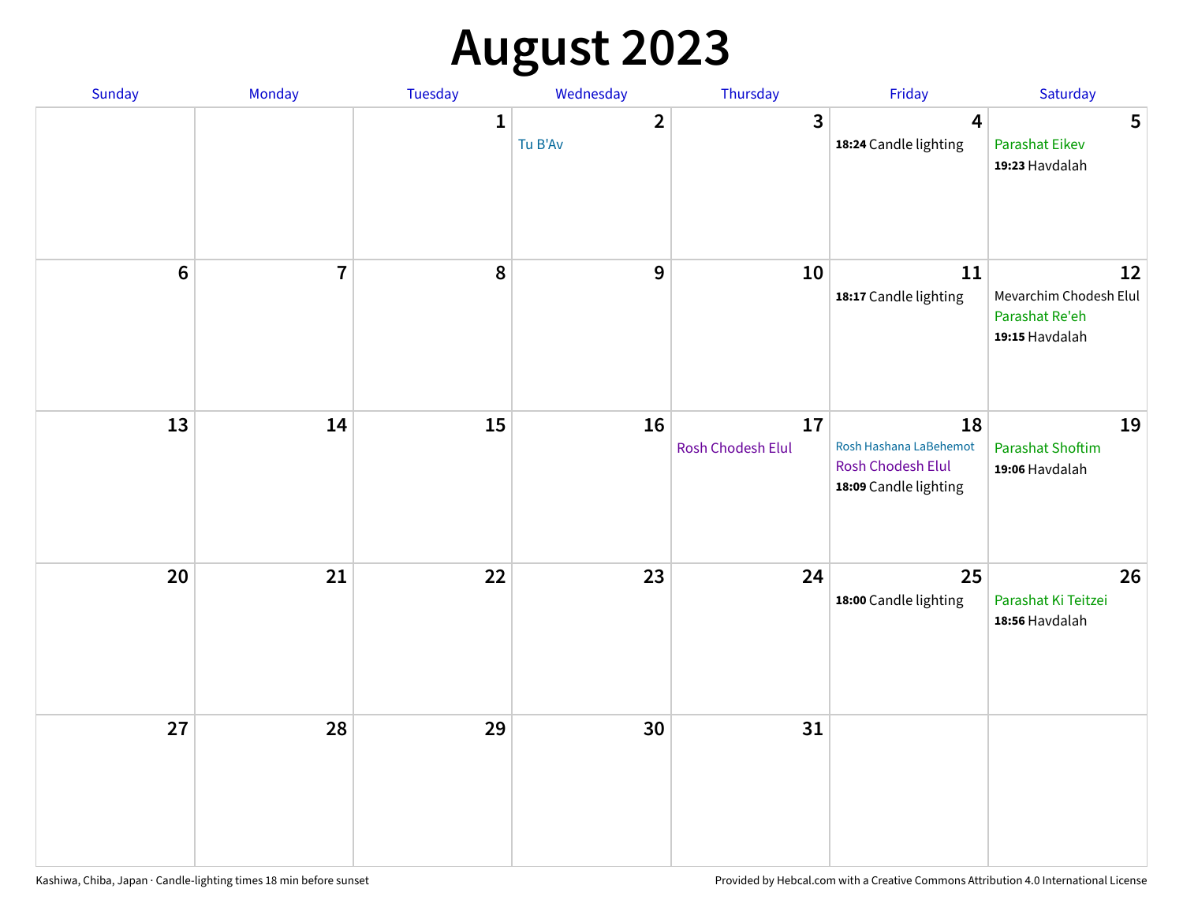# August 2023

| Sunday | Monday | Tuesday | Wednesday | Thursday | Friday | Saturday |
|---|---|---|---|---|---|---|
| | | 1 | 2<br>Tu B'Av | 3 | 4<br>**18:24** Candle lighting | 5<br>Parashat Eikev<br>**19:23** Havdalah |
| 6 | 7 | 8 | 9 | 10 | 11<br>**18:17** Candle lighting | 12<br>Mevarchim Chodesh Elul<br>Parashat Re'eh<br>**19:15** Havdalah |
| 13 | 14 | 15 | 16 | 17<br>Rosh Chodesh Elul | 18<br>Rosh Hashana LaBehemot<br>Rosh Chodesh Elul<br>**18:09** Candle lighting | 19<br>Parashat Shoftim<br>**19:06** Havdalah |
| 20 | 21 | 22 | 23 | 24 | 25<br>**18:00** Candle lighting | 26<br>Parashat Ki Teitzei<br>**18:56** Havdalah |
| 27 | 28 | 29 | 30 | 31 | | |

Kashiwa, Chiba, Japan · Candle-lighting times 18 min before sunset

Provided by Hebcal.com with a Creative Commons Attribution 4.0 International License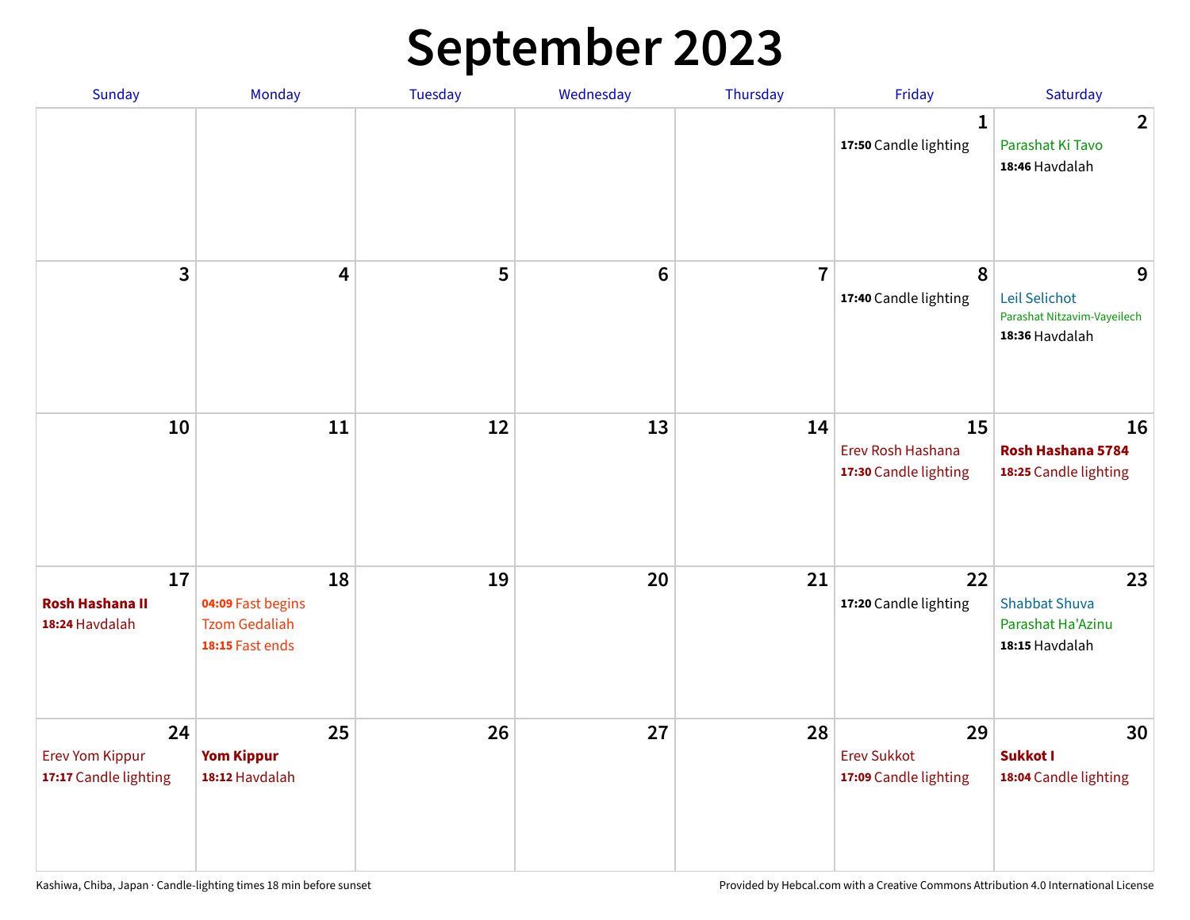# September 2023

| Sunday | Monday | Tuesday | Wednesday | Thursday | Friday | Saturday |
|---|---|---|---|---|---|---|
| | | | | | **1**<br>**17:50** Candle lighting | **2**<br>Parashat Ki Tavo<br>**18:46** Havdalah |
| **3** | **4** | **5** | **6** | **7** | **8**<br>**17:40** Candle lighting | **9**<br>Leil Selichot<br>Parashat Nitzavim-Vayeilech<br>**18:36** Havdalah |
| **10** | **11** | **12** | **13** | **14** | **15**<br>Erev Rosh Hashana<br>**17:30** Candle lighting | **16**<br>**Rosh Hashana 5784**<br>**18:25** Candle lighting |
| **17**<br>**Rosh Hashana II**<br>**18:24** Havdalah | **18**<br>**04:09** Fast begins<br>Tzom Gedaliah<br>**18:15** Fast ends | **19** | **20** | **21** | **22**<br>**17:20** Candle lighting | **23**<br>Shabbat Shuva<br>Parashat Ha'Azinu<br>**18:15** Havdalah |
| **24**<br>Erev Yom Kippur<br>**17:17** Candle lighting | **25**<br>**Yom Kippur**<br>**18:12** Havdalah | **26** | **27** | **28** | **29**<br>Erev Sukkot<br>**17:09** Candle lighting | **30**<br>**Sukkot I**<br>**18:04** Candle lighting |

Kashiwa, Chiba, Japan · Candle-lighting times 18 min before sunset

Provided by Hebcal.com with a Creative Commons Attribution 4.0 International License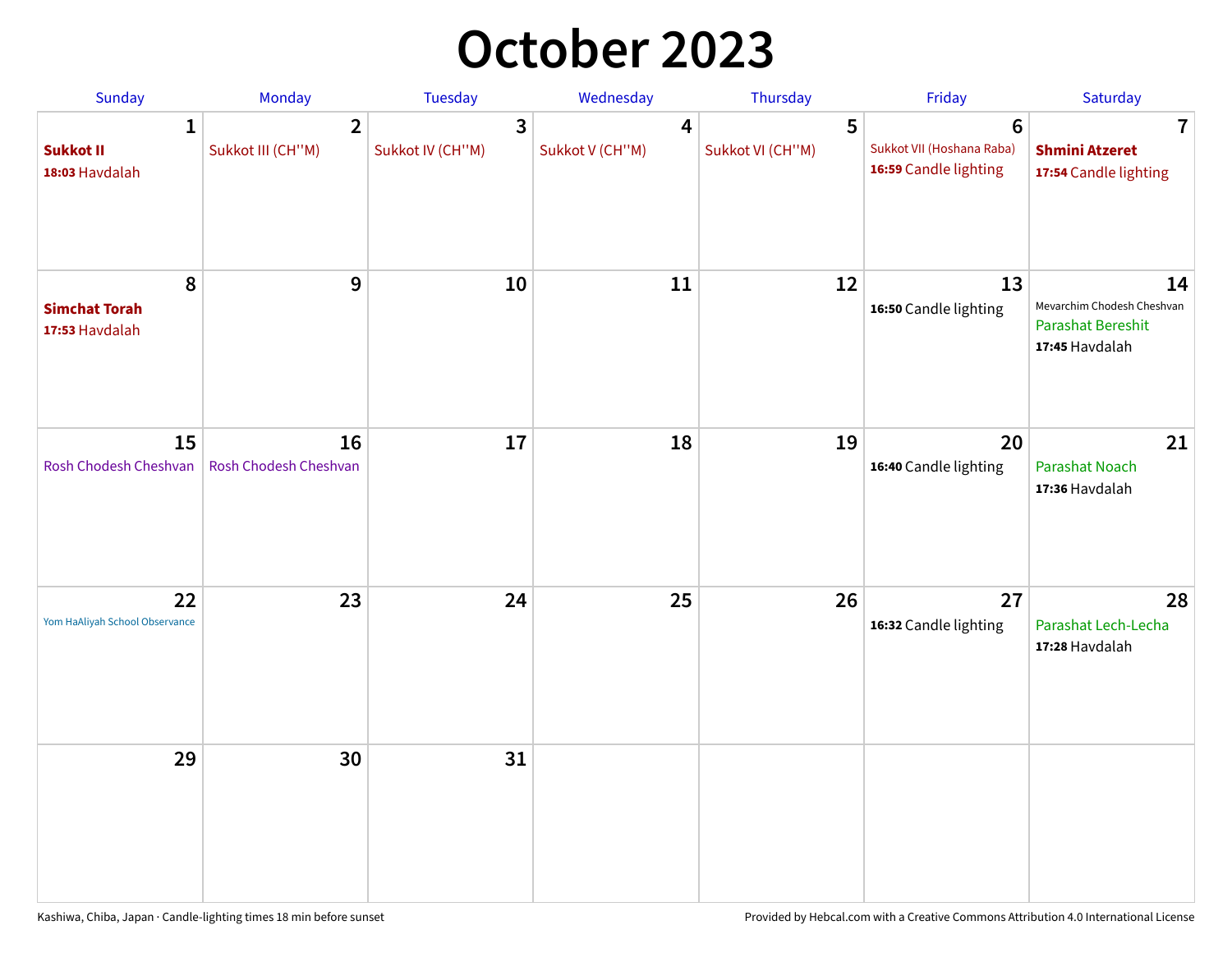# October 2023

| Sunday | Monday | Tuesday | Wednesday | Thursday | Friday | Saturday |
|---|---|---|---|---|---|---|
| **1**<br>**Sukkot II**<br>**18:03** Havdalah | **2**<br>Sukkot III (CH''M) | **3**<br>Sukkot IV (CH''M) | **4**<br>Sukkot V (CH''M) | **5**<br>Sukkot VI (CH''M) | **6**<br>Sukkot VII (Hoshana Raba)<br>**16:59** Candle lighting | **7**<br>**Shmini Atzeret**<br>**17:54** Candle lighting |
| **8**<br>**Simchat Torah**<br>**17:53** Havdalah | **9** | **10** | **11** | **12** | **13**<br>**16:50** Candle lighting | **14**<br>Mevarchim Chodesh Cheshvan<br>Parashat Bereshit<br>**17:45** Havdalah |
| **15**<br>Rosh Chodesh Cheshvan | **16**<br>Rosh Chodesh Cheshvan | **17** | **18** | **19** | **20**<br>**16:40** Candle lighting | **21**<br>Parashat Noach<br>**17:36** Havdalah |
| **22**<br>Yom HaAliyah School Observance | **23** | **24** | **25** | **26** | **27**<br>**16:32** Candle lighting | **28**<br>Parashat Lech-Lecha<br>**17:28** Havdalah |
| **29** | **30** | **31** | | | | |

Kashiwa, Chiba, Japan · Candle-lighting times 18 min before sunset

Provided by Hebcal.com with a Creative Commons Attribution 4.0 International License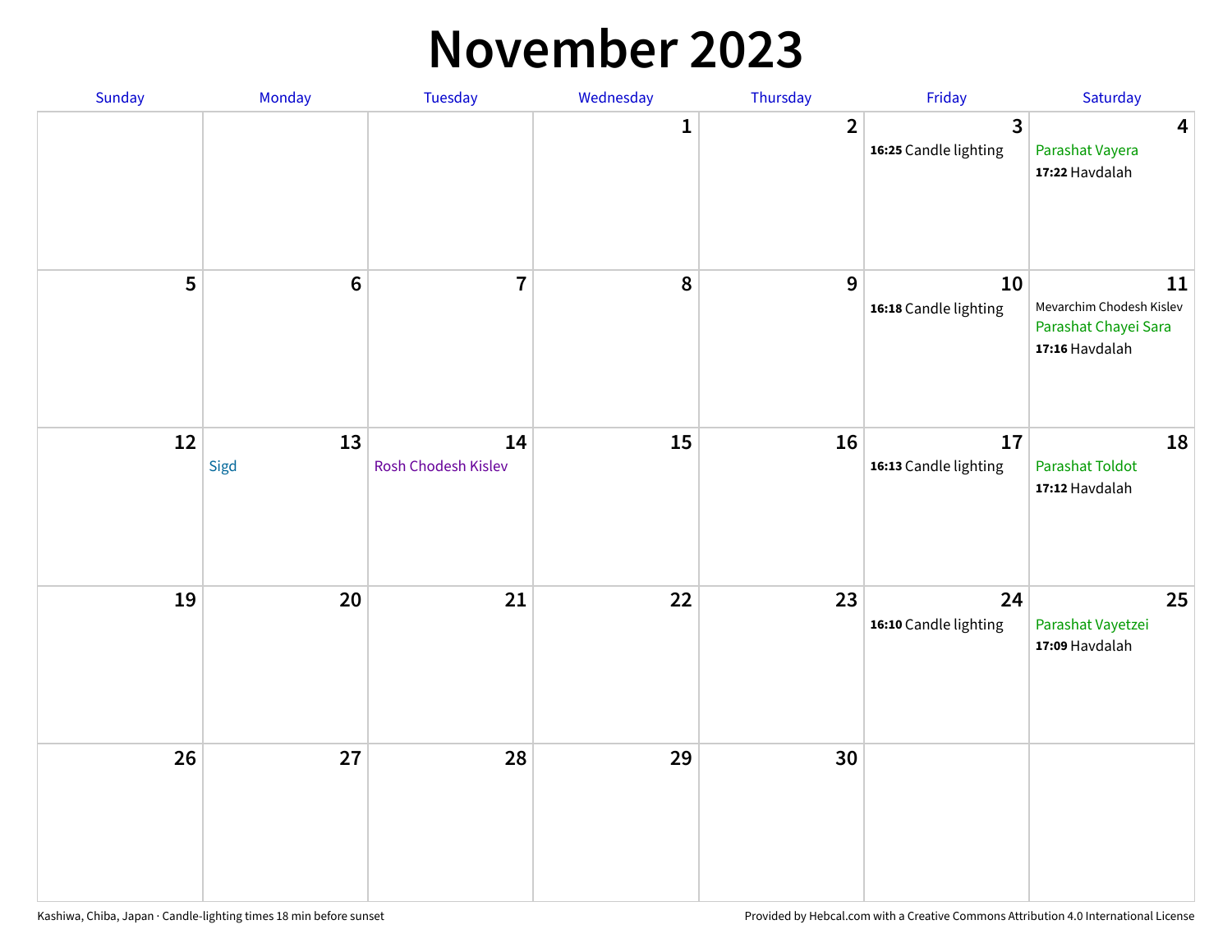# November 2023

| Sunday | Monday | Tuesday | Wednesday | Thursday | Friday | Saturday |
|---|---|---|---|---|---|---|
| | | | 1 | 2 | 3<br>**16:25** Candle lighting | 4<br>Parashat Vayera<br>**17:22** Havdalah |
| 5 | 6 | 7 | 8 | 9 | 10<br>**16:18** Candle lighting | 11<br>Mevarchim Chodesh Kislev<br>Parashat Chayei Sara<br>**17:16** Havdalah |
| 12 | 13<br>Sigd | 14<br>Rosh Chodesh Kislev | 15 | 16 | 17<br>**16:13** Candle lighting | 18<br>Parashat Toldot<br>**17:12** Havdalah |
| 19 | 20 | 21 | 22 | 23 | 24<br>**16:10** Candle lighting | 25<br>Parashat Vayetzei<br>**17:09** Havdalah |
| 26 | 27 | 28 | 29 | 30 | | |

Kashiwa, Chiba, Japan · Candle-lighting times 18 min before sunset

Provided by Hebcal.com with a Creative Commons Attribution 4.0 International License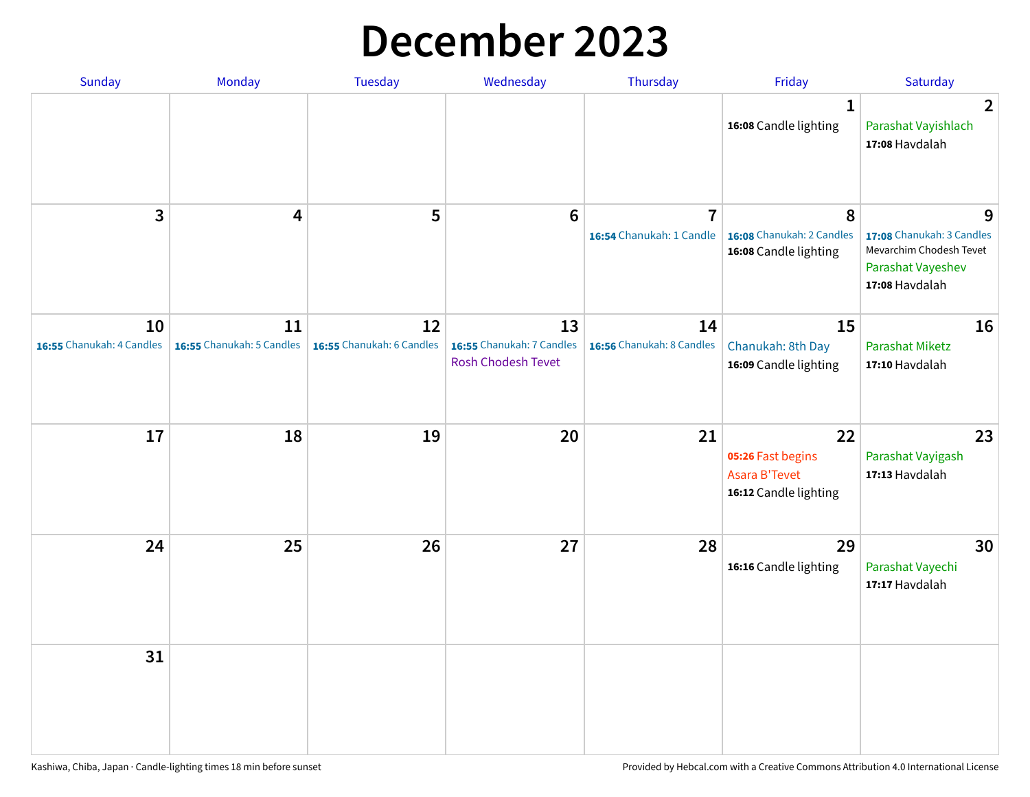# December 2023

| Sunday | Monday | Tuesday | Wednesday | Thursday | Friday | Saturday |
|---|---|---|---|---|---|---|
| | | | | | 1<br>**16:08** Candle lighting | 2<br>Parashat Vayishlach<br>**17:08** Havdalah |
| 3 | 4 | 5 | 6 | 7<br>**16:54** Chanukah: 1 Candle | 8<br>**16:08** Chanukah: 2 Candles<br>**16:08** Candle lighting | 9<br>**17:08** Chanukah: 3 Candles<br>Mevarchim Chodesh Tevet<br>Parashat Vayeshev<br>**17:08** Havdalah |
| 10<br>**16:55** Chanukah: 4 Candles | 11<br>**16:55** Chanukah: 5 Candles | 12<br>**16:55** Chanukah: 6 Candles | 13<br>**16:55** Chanukah: 7 Candles<br>Rosh Chodesh Tevet | 14<br>**16:56** Chanukah: 8 Candles | 15<br>Chanukah: 8th Day<br>**16:09** Candle lighting | 16<br>Parashat Miketz<br>**17:10** Havdalah |
| 17 | 18 | 19 | 20 | 21 | 22<br>**05:26** Fast begins<br>Asara B'Tevet<br>**16:12** Candle lighting | 23<br>Parashat Vayigash<br>**17:13** Havdalah |
| 24 | 25 | 26 | 27 | 28 | 29<br>**16:16** Candle lighting | 30<br>Parashat Vayechi<br>**17:17** Havdalah |
| 31 | | | | | | |

Kashiwa, Chiba, Japan · Candle-lighting times 18 min before sunset

Provided by Hebcal.com with a Creative Commons Attribution 4.0 International License